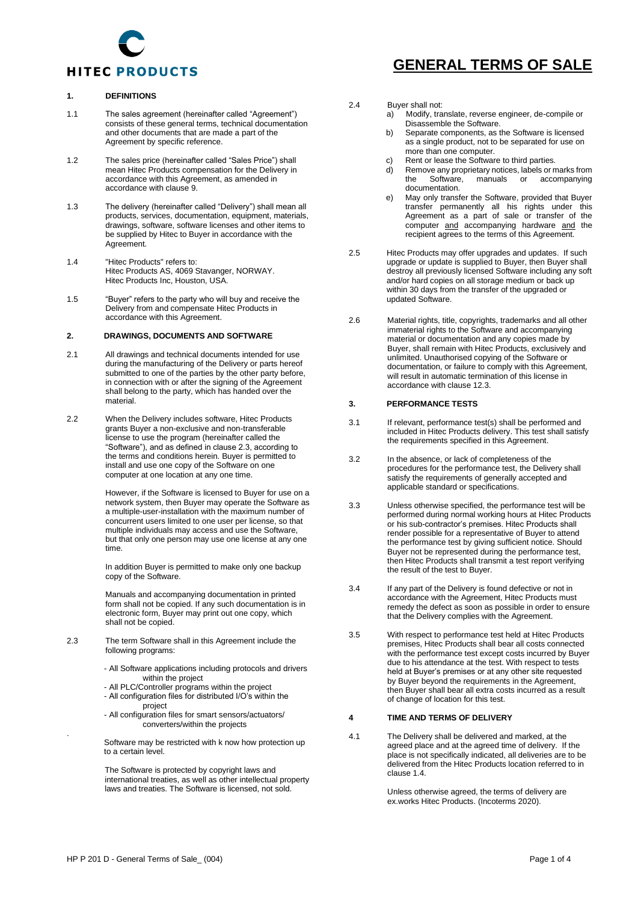HITEC PRODUCTS

# GENERAL TERMS OF SALE

## 1. DEFINITIONS

1.1 The sales agreement (hereinafter called "Agreement") consists of these general terms, technical documentation and other documents that are made a part of the Agreement by specific reference.

1.2 The sales price (hereinafter called "Sales Price") shall mean Hitec Products compensation for the Delivery in accordance with this Agreement, as amended in accordance with clause 9.

1.3 The delivery (hereinafter called "Delivery") shall mean all products, services, documentation, equipment, materials, drawings, software, software licenses and other items to be supplied by Hitec to Buyer in accordance with the Agreement.

1.4 "Hitec Products" refers to:
Hitec Products AS, 4069 Stavanger, NORWAY.
Hitec Products Inc, Houston, USA.

1.5 "Buyer" refers to the party who will buy and receive the Delivery from and compensate Hitec Products in accordance with this Agreement.

## 2. DRAWINGS, DOCUMENTS AND SOFTWARE

2.1 All drawings and technical documents intended for use during the manufacturing of the Delivery or parts hereof submitted to one of the parties by the other party before, in connection with or after the signing of the Agreement shall belong to the party, which has handed over the material.

2.2 When the Delivery includes software, Hitec Products grants Buyer a non-exclusive and non-transferable license to use the program (hereinafter called the "Software"), and as defined in clause 2.3, according to the terms and conditions herein. Buyer is permitted to install and use one copy of the Software on one computer at one location at any one time.

However, if the Software is licensed to Buyer for use on a network system, then Buyer may operate the Software as a multiple-user-installation with the maximum number of concurrent users limited to one user per license, so that multiple individuals may access and use the Software, but that only one person may use one license at any one time.

In addition Buyer is permitted to make only one backup copy of the Software.

Manuals and accompanying documentation in printed form shall not be copied. If any such documentation is in electronic form, Buyer may print out one copy, which shall not be copied.

2.3 The term Software shall in this Agreement include the following programs:

- All Software applications including protocols and drivers within the project
- All PLC/Controller programs within the project
- All configuration files for distributed I/O's within the project
- All configuration files for smart sensors/actuators/ converters/within the projects

Software may be restricted with k now how protection up to a certain level.

The Software is protected by copyright laws and international treaties, as well as other intellectual property laws and treaties. The Software is licensed, not sold.

2.4 Buyer shall not:

a) Modify, translate, reverse engineer, de-compile or Disassemble the Software.
b) Separate components, as the Software is licensed as a single product, not to be separated for use on more than one computer.
c) Rent or lease the Software to third parties.
d) Remove any proprietary notices, labels or marks from the Software, manuals or accompanying documentation.
e) May only transfer the Software, provided that Buyer transfer permanently all his rights under this Agreement as a part of sale or transfer of the computer <u>and</u> accompanying hardware <u>and</u> the recipient agrees to the terms of this Agreement.

2.5 Hitec Products may offer upgrades and updates. If such upgrade or update is supplied to Buyer, then Buyer shall destroy all previously licensed Software including any soft and/or hard copies on all storage medium or back up within 30 days from the transfer of the upgraded or updated Software.

2.6 Material rights, title, copyrights, trademarks and all other immaterial rights to the Software and accompanying material or documentation and any copies made by Buyer, shall remain with Hitec Products, exclusively and unlimited. Unauthorised copying of the Software or documentation, or failure to comply with this Agreement, will result in automatic termination of this license in accordance with clause 12.3.

## 3. PERFORMANCE TESTS

3.1 If relevant, performance test(s) shall be performed and included in Hitec Products delivery. This test shall satisfy the requirements specified in this Agreement.

3.2 In the absence, or lack of completeness of the procedures for the performance test, the Delivery shall satisfy the requirements of generally accepted and applicable standard or specifications.

3.3 Unless otherwise specified, the performance test will be performed during normal working hours at Hitec Products or his sub-contractor's premises. Hitec Products shall render possible for a representative of Buyer to attend the performance test by giving sufficient notice. Should Buyer not be represented during the performance test, then Hitec Products shall transmit a test report verifying the result of the test to Buyer.

3.4 If any part of the Delivery is found defective or not in accordance with the Agreement, Hitec Products must remedy the defect as soon as possible in order to ensure that the Delivery complies with the Agreement.

3.5 With respect to performance test held at Hitec Products premises, Hitec Products shall bear all costs connected with the performance test except costs incurred by Buyer due to his attendance at the test. With respect to tests held at Buyer's premises or at any other site requested by Buyer beyond the requirements in the Agreement, then Buyer shall bear all extra costs incurred as a result of change of location for this test.

## 4 TIME AND TERMS OF DELIVERY

4.1 The Delivery shall be delivered and marked, at the agreed place and at the agreed time of delivery. If the place is not specifically indicated, all deliveries are to be delivered from the Hitec Products location referred to in clause 1.4.

Unless otherwise agreed, the terms of delivery are ex.works Hitec Products. (Incoterms 2020).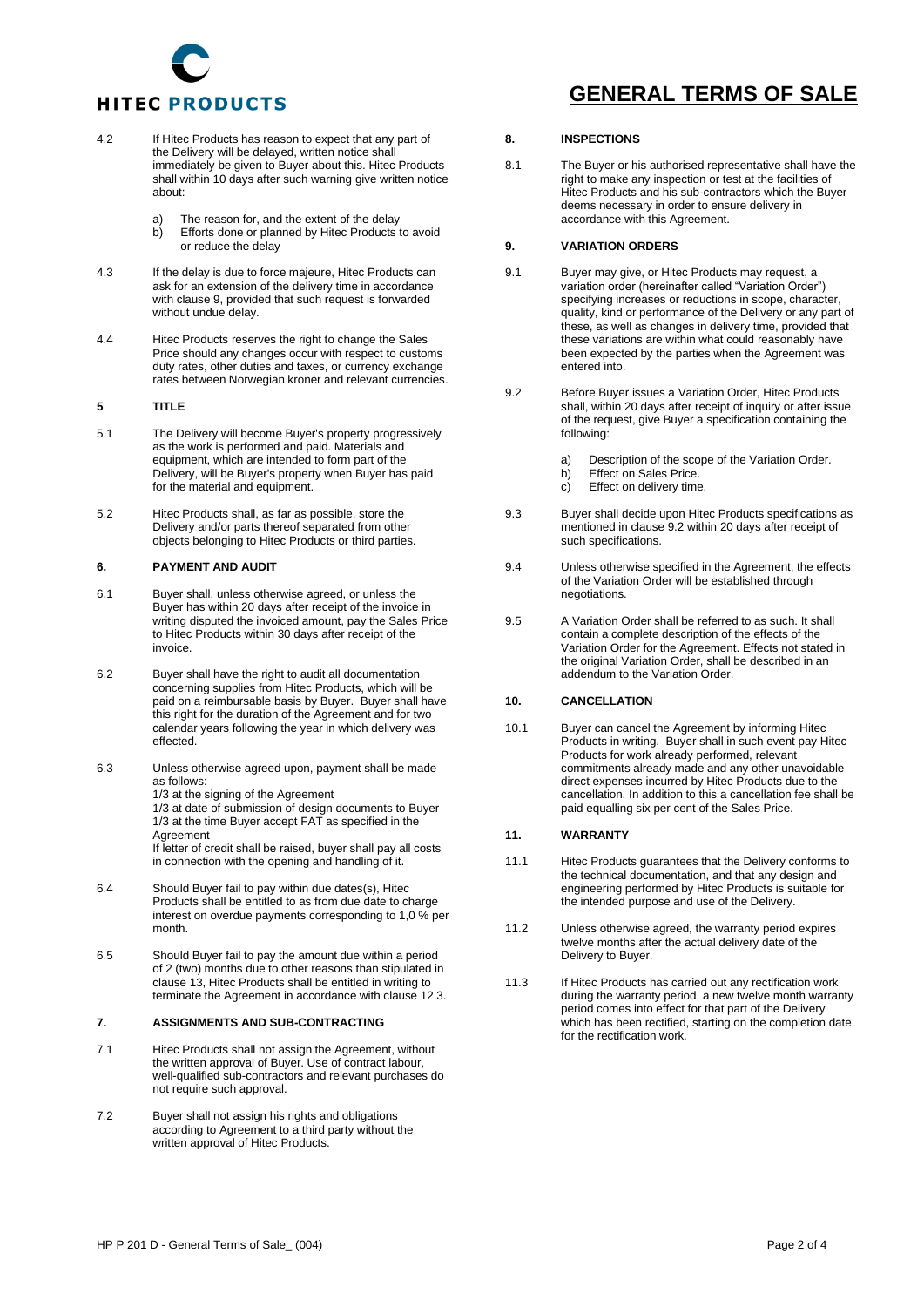4.2 If Hitec Products has reason to expect that any part of the Delivery will be delayed, written notice shall immediately be given to Buyer about this. Hitec Products shall within 10 days after such warning give written notice about:

a) The reason for, and the extent of the delay
b) Efforts done or planned by Hitec Products to avoid or reduce the delay

4.3 If the delay is due to force majeure, Hitec Products can ask for an extension of the delivery time in accordance with clause 9, provided that such request is forwarded without undue delay.

4.4 Hitec Products reserves the right to change the Sales Price should any changes occur with respect to customs duty rates, other duties and taxes, or currency exchange rates between Norwegian kroner and relevant currencies.

## 5 TITLE

5.1 The Delivery will become Buyer's property progressively as the work is performed and paid. Materials and equipment, which are intended to form part of the Delivery, will be Buyer's property when Buyer has paid for the material and equipment.

5.2 Hitec Products shall, as far as possible, store the Delivery and/or parts thereof separated from other objects belonging to Hitec Products or third parties.

## 6. PAYMENT AND AUDIT

6.1 Buyer shall, unless otherwise agreed, or unless the Buyer has within 20 days after receipt of the invoice in writing disputed the invoiced amount, pay the Sales Price to Hitec Products within 30 days after receipt of the invoice.

6.2 Buyer shall have the right to audit all documentation concerning supplies from Hitec Products, which will be paid on a reimbursable basis by Buyer. Buyer shall have this right for the duration of the Agreement and for two calendar years following the year in which delivery was effected.

6.3 Unless otherwise agreed upon, payment shall be made as follows:
1/3 at the signing of the Agreement
1/3 at date of submission of design documents to Buyer
1/3 at the time Buyer accept FAT as specified in the Agreement
If letter of credit shall be raised, buyer shall pay all costs in connection with the opening and handling of it.

6.4 Should Buyer fail to pay within due dates(s), Hitec Products shall be entitled to as from due date to charge interest on overdue payments corresponding to 1,0 % per month.

6.5 Should Buyer fail to pay the amount due within a period of 2 (two) months due to other reasons than stipulated in clause 13, Hitec Products shall be entitled in writing to terminate the Agreement in accordance with clause 12.3.

## 7. ASSIGNMENTS AND SUB-CONTRACTING

7.1 Hitec Products shall not assign the Agreement, without the written approval of Buyer. Use of contract labour, well-qualified sub-contractors and relevant purchases do not require such approval.

7.2 Buyer shall not assign his rights and obligations according to Agreement to a third party without the written approval of Hitec Products.

## 8. INSPECTIONS

8.1 The Buyer or his authorised representative shall have the right to make any inspection or test at the facilities of Hitec Products and his sub-contractors which the Buyer deems necessary in order to ensure delivery in accordance with this Agreement.

## 9. VARIATION ORDERS

9.1 Buyer may give, or Hitec Products may request, a variation order (hereinafter called "Variation Order") specifying increases or reductions in scope, character, quality, kind or performance of the Delivery or any part of these, as well as changes in delivery time, provided that these variations are within what could reasonably have been expected by the parties when the Agreement was entered into.

9.2 Before Buyer issues a Variation Order, Hitec Products shall, within 20 days after receipt of inquiry or after issue of the request, give Buyer a specification containing the following:

a) Description of the scope of the Variation Order.
b) Effect on Sales Price.
c) Effect on delivery time.

9.3 Buyer shall decide upon Hitec Products specifications as mentioned in clause 9.2 within 20 days after receipt of such specifications.

9.4 Unless otherwise specified in the Agreement, the effects of the Variation Order will be established through negotiations.

9.5 A Variation Order shall be referred to as such. It shall contain a complete description of the effects of the Variation Order for the Agreement. Effects not stated in the original Variation Order, shall be described in an addendum to the Variation Order.

## 10. CANCELLATION

10.1 Buyer can cancel the Agreement by informing Hitec Products in writing. Buyer shall in such event pay Hitec Products for work already performed, relevant commitments already made and any other unavoidable direct expenses incurred by Hitec Products due to the cancellation. In addition to this a cancellation fee shall be paid equalling six per cent of the Sales Price.

## 11. WARRANTY

11.1 Hitec Products guarantees that the Delivery conforms to the technical documentation, and that any design and engineering performed by Hitec Products is suitable for the intended purpose and use of the Delivery.

11.2 Unless otherwise agreed, the warranty period expires twelve months after the actual delivery date of the Delivery to Buyer.

11.3 If Hitec Products has carried out any rectification work during the warranty period, a new twelve month warranty period comes into effect for that part of the Delivery which has been rectified, starting on the completion date for the rectification work.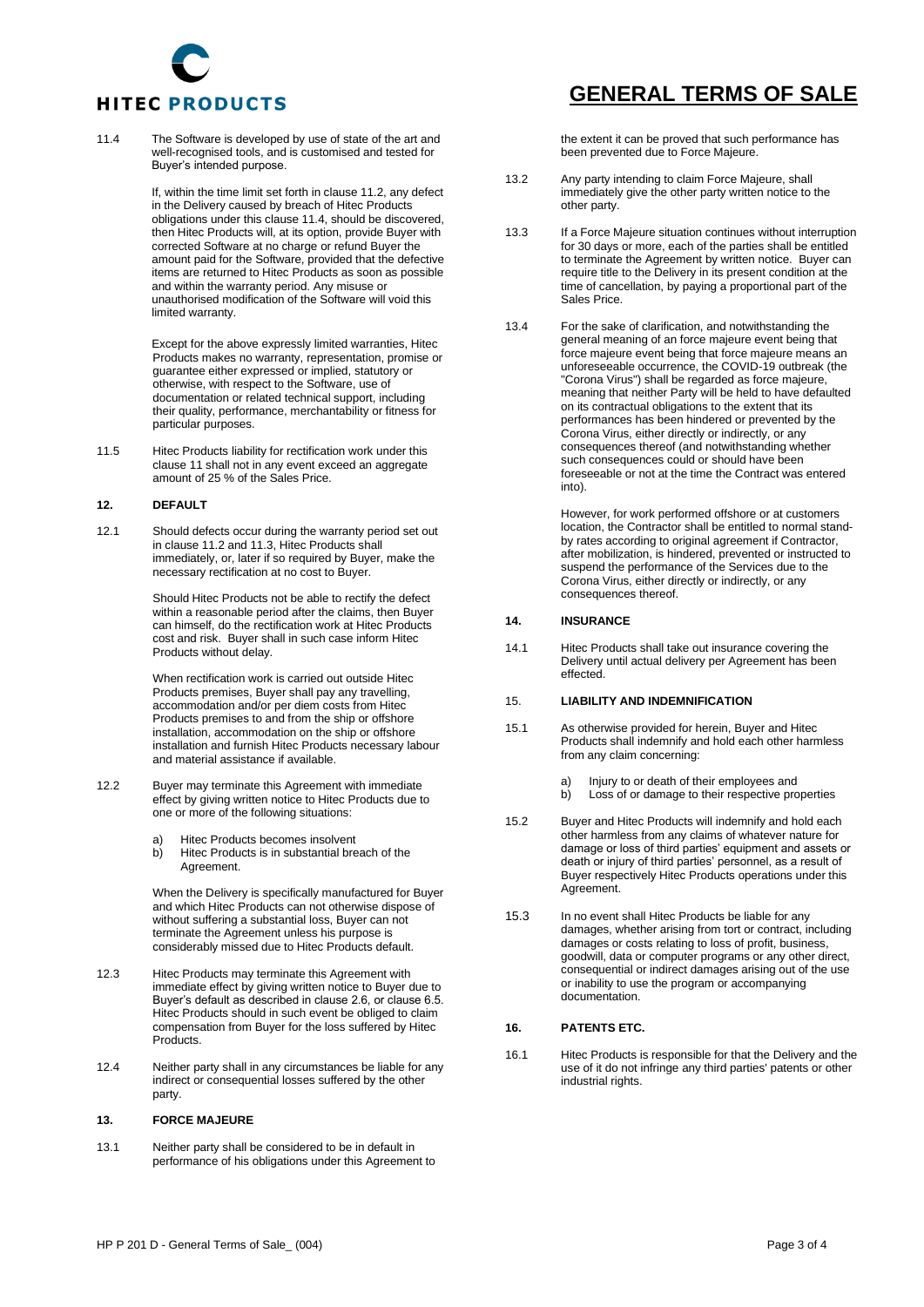11.4 The Software is developed by use of state of the art and well-recognised tools, and is customised and tested for Buyer's intended purpose.

If, within the time limit set forth in clause 11.2, any defect in the Delivery caused by breach of Hitec Products obligations under this clause 11.4, should be discovered, then Hitec Products will, at its option, provide Buyer with corrected Software at no charge or refund Buyer the amount paid for the Software, provided that the defective items are returned to Hitec Products as soon as possible and within the warranty period. Any misuse or unauthorised modification of the Software will void this limited warranty.

Except for the above expressly limited warranties, Hitec Products makes no warranty, representation, promise or guarantee either expressed or implied, statutory or otherwise, with respect to the Software, use of documentation or related technical support, including their quality, performance, merchantability or fitness for particular purposes.

11.5 Hitec Products liability for rectification work under this clause 11 shall not in any event exceed an aggregate amount of 25 % of the Sales Price.

## 12. DEFAULT

12.1 Should defects occur during the warranty period set out in clause 11.2 and 11.3, Hitec Products shall immediately, or, later if so required by Buyer, make the necessary rectification at no cost to Buyer.

Should Hitec Products not be able to rectify the defect within a reasonable period after the claims, then Buyer can himself, do the rectification work at Hitec Products cost and risk. Buyer shall in such case inform Hitec Products without delay.

When rectification work is carried out outside Hitec Products premises, Buyer shall pay any travelling, accommodation and/or per diem costs from Hitec Products premises to and from the ship or offshore installation, accommodation on the ship or offshore installation and furnish Hitec Products necessary labour and material assistance if available.

12.2 Buyer may terminate this Agreement with immediate effect by giving written notice to Hitec Products due to one or more of the following situations:

a) Hitec Products becomes insolvent
b) Hitec Products is in substantial breach of the Agreement.

When the Delivery is specifically manufactured for Buyer and which Hitec Products can not otherwise dispose of without suffering a substantial loss, Buyer can not terminate the Agreement unless his purpose is considerably missed due to Hitec Products default.

12.3 Hitec Products may terminate this Agreement with immediate effect by giving written notice to Buyer due to Buyer's default as described in clause 2.6, or clause 6.5. Hitec Products should in such event be obliged to claim compensation from Buyer for the loss suffered by Hitec Products.

12.4 Neither party shall in any circumstances be liable for any indirect or consequential losses suffered by the other party.

## 13. FORCE MAJEURE

13.1 Neither party shall be considered to be in default in performance of his obligations under this Agreement to the extent it can be proved that such performance has been prevented due to Force Majeure.

13.2 Any party intending to claim Force Majeure, shall immediately give the other party written notice to the other party.

13.3 If a Force Majeure situation continues without interruption for 30 days or more, each of the parties shall be entitled to terminate the Agreement by written notice. Buyer can require title to the Delivery in its present condition at the time of cancellation, by paying a proportional part of the Sales Price.

13.4 For the sake of clarification, and notwithstanding the general meaning of an force majeure event being that force majeure event being that force majeure means an unforeseeable occurrence, the COVID-19 outbreak (the "Corona Virus") shall be regarded as force majeure, meaning that neither Party will be held to have defaulted on its contractual obligations to the extent that its performances has been hindered or prevented by the Corona Virus, either directly or indirectly, or any consequences thereof (and notwithstanding whether such consequences could or should have been foreseeable or not at the time the Contract was entered into).

However, for work performed offshore or at customers location, the Contractor shall be entitled to normal stand-by rates according to original agreement if Contractor, after mobilization, is hindered, prevented or instructed to suspend the performance of the Services due to the Corona Virus, either directly or indirectly, or any consequences thereof.

## 14. INSURANCE

14.1 Hitec Products shall take out insurance covering the Delivery until actual delivery per Agreement has been effected.

## 15. LIABILITY AND INDEMNIFICATION

15.1 As otherwise provided for herein, Buyer and Hitec Products shall indemnify and hold each other harmless from any claim concerning:

a) Injury to or death of their employees and
b) Loss of or damage to their respective properties

15.2 Buyer and Hitec Products will indemnify and hold each other harmless from any claims of whatever nature for damage or loss of third parties' equipment and assets or death or injury of third parties' personnel, as a result of Buyer respectively Hitec Products operations under this Agreement.

15.3 In no event shall Hitec Products be liable for any damages, whether arising from tort or contract, including damages or costs relating to loss of profit, business, goodwill, data or computer programs or any other direct, consequential or indirect damages arising out of the use or inability to use the program or accompanying documentation.

## 16. PATENTS ETC.

16.1 Hitec Products is responsible for that the Delivery and the use of it do not infringe any third parties' patents or other industrial rights.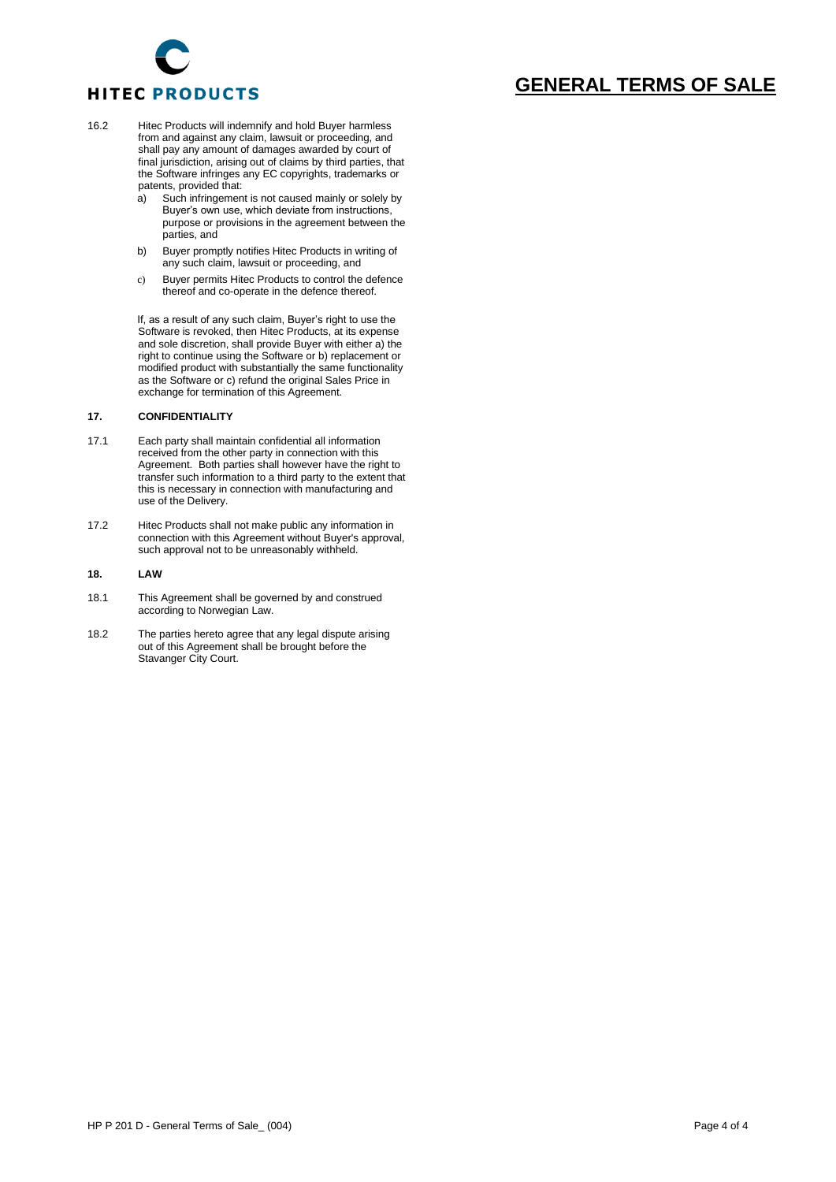16.2 Hitec Products will indemnify and hold Buyer harmless from and against any claim, lawsuit or proceeding, and shall pay any amount of damages awarded by court of final jurisdiction, arising out of claims by third parties, that the Software infringes any EC copyrights, trademarks or patents, provided that:

a) Such infringement is not caused mainly or solely by Buyer's own use, which deviate from instructions, purpose or provisions in the agreement between the parties, and

b) Buyer promptly notifies Hitec Products in writing of any such claim, lawsuit or proceeding, and

c) Buyer permits Hitec Products to control the defence thereof and co-operate in the defence thereof.

If, as a result of any such claim, Buyer's right to use the Software is revoked, then Hitec Products, at its expense and sole discretion, shall provide Buyer with either a) the right to continue using the Software or b) replacement or modified product with substantially the same functionality as the Software or c) refund the original Sales Price in exchange for termination of this Agreement.

**17. CONFIDENTIALITY**

17.1 Each party shall maintain confidential all information received from the other party in connection with this Agreement. Both parties shall however have the right to transfer such information to a third party to the extent that this is necessary in connection with manufacturing and use of the Delivery.

17.2 Hitec Products shall not make public any information in connection with this Agreement without Buyer's approval, such approval not to be unreasonably withheld.

**18. LAW**

18.1 This Agreement shall be governed by and construed according to Norwegian Law.

18.2 The parties hereto agree that any legal dispute arising out of this Agreement shall be brought before the Stavanger City Court.